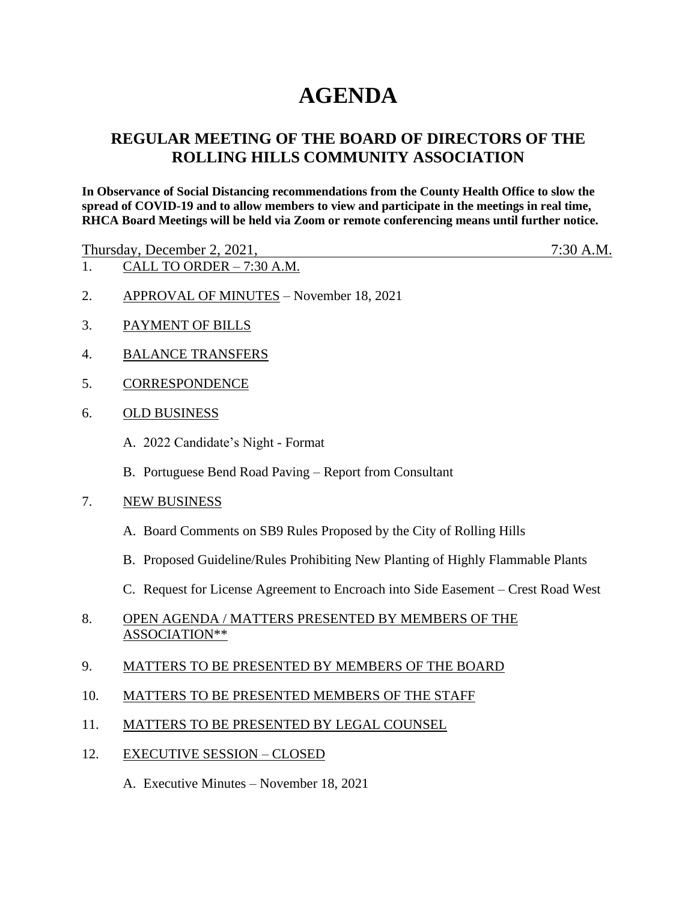# AGENDA

## REGULAR MEETING OF THE BOARD OF DIRECTORS OF THE ROLLING HILLS COMMUNITY ASSOCIATION

**In Observance of Social Distancing recommendations from the County Health Office to slow the spread of COVID-19 and to allow members to view and participate in the meetings in real time, RHCA Board Meetings will be held via Zoom or remote conferencing means until further notice.**

Thursday, December 2, 2021, 7:30 A.M.

1. CALL TO ORDER – 7:30 A.M.

2. APPROVAL OF MINUTES – November 18, 2021

3. PAYMENT OF BILLS

4. BALANCE TRANSFERS

5. CORRESPONDENCE

6. OLD BUSINESS

   A. 2022 Candidate's Night - Format

   B. Portuguese Bend Road Paving – Report from Consultant

7. NEW BUSINESS

   A. Board Comments on SB9 Rules Proposed by the City of Rolling Hills

   B. Proposed Guideline/Rules Prohibiting New Planting of Highly Flammable Plants

   C. Request for License Agreement to Encroach into Side Easement – Crest Road West

8. OPEN AGENDA / MATTERS PRESENTED BY MEMBERS OF THE ASSOCIATION**

9. MATTERS TO BE PRESENTED BY MEMBERS OF THE BOARD

10. MATTERS TO BE PRESENTED MEMBERS OF THE STAFF

11. MATTERS TO BE PRESENTED BY LEGAL COUNSEL

12. EXECUTIVE SESSION – CLOSED

    A. Executive Minutes – November 18, 2021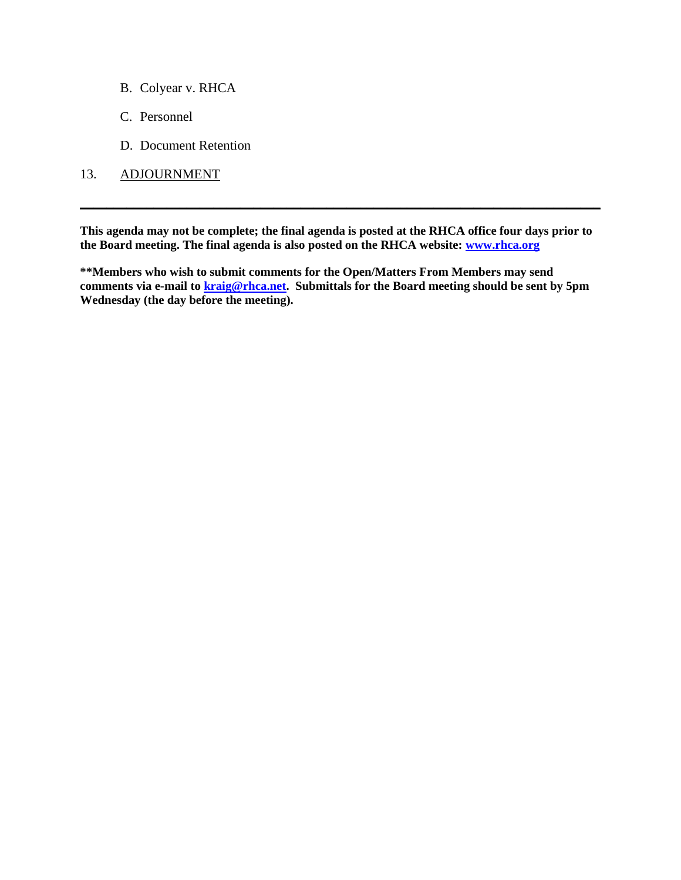B. Colyear v. RHCA

C. Personnel

D. Document Retention

13. ADJOURNMENT

---

**This agenda may not be complete; the final agenda is posted at the RHCA office four days prior to the Board meeting. The final agenda is also posted on the RHCA website: [www.rhca.org](http://www.rhca.org)**

****Members who wish to submit comments for the Open/Matters From Members may send comments via e-mail to [kraig@rhca.net](mailto:kraig@rhca.net). Submittals for the Board meeting should be sent by 5pm Wednesday (the day before the meeting).**